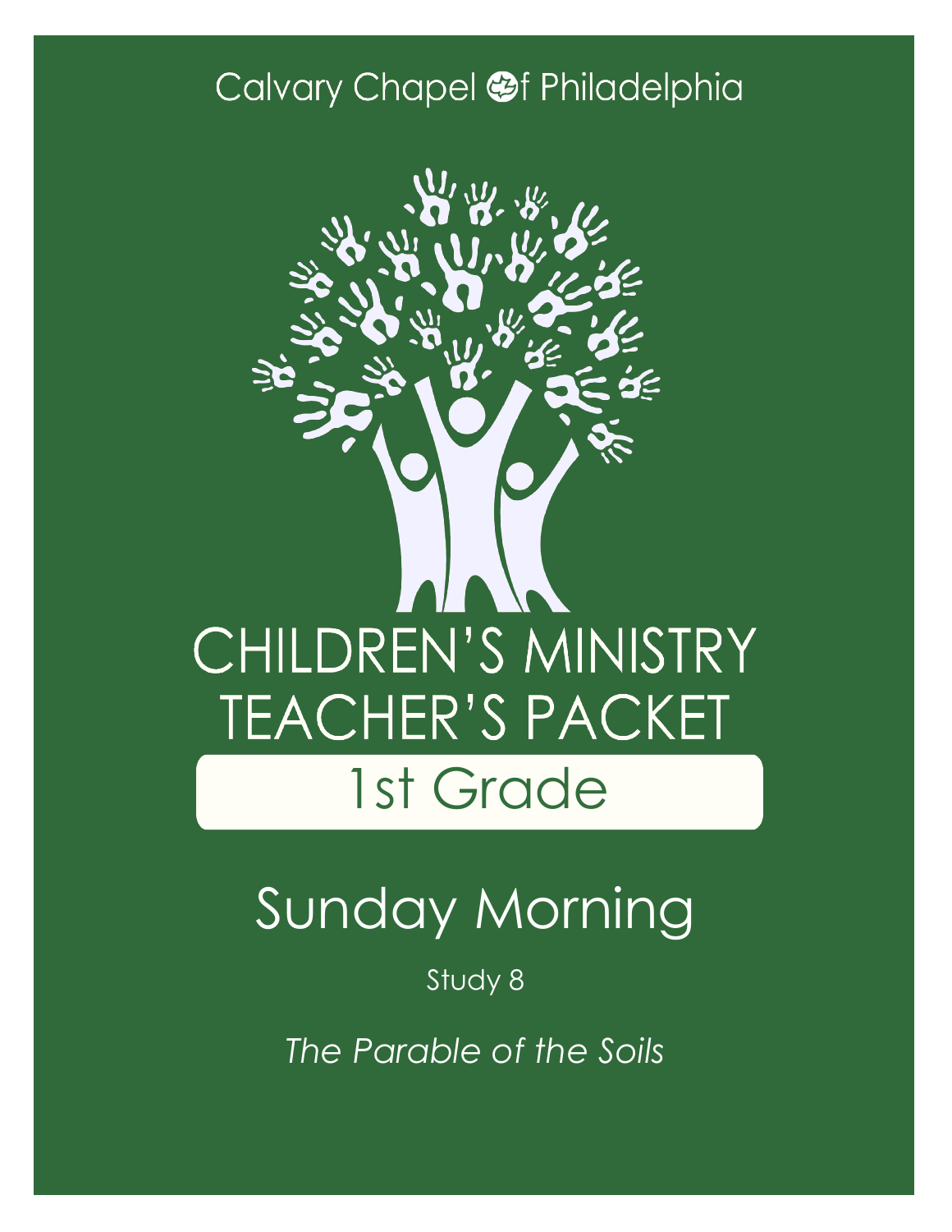Calvary Chapel of Philadelphia

# CHILDREN'S MINISTRY TEACHER'S PACKET

## 1st Grade

# Sunday Morning

Study 8

*The Parable of the Soils*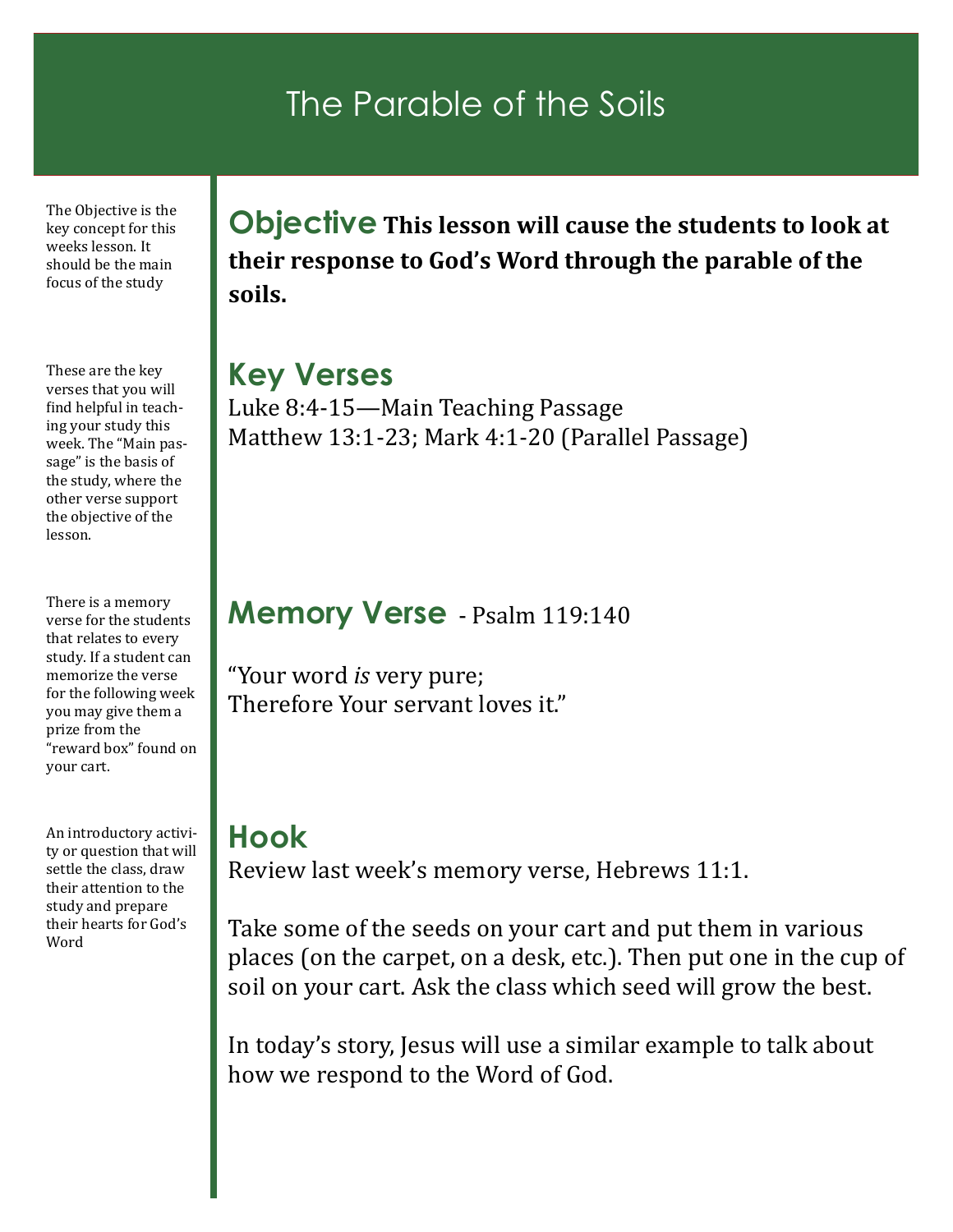# The Parable of the Soils

The Objective is the key concept for this weeks lesson. It should be the main focus of the study

## Objective

**This lesson will cause the students to look at their response to God's Word through the parable of the soils.**

These are the key verses that you will find helpful in teaching your study this week. The "Main passage" is the basis of the study, where the other verse support the objective of the lesson.

## Key Verses

Luke 8:4-15—Main Teaching Passage
Matthew 13:1-23; Mark 4:1-20 (Parallel Passage)

There is a memory verse for the students that relates to every study. If a student can memorize the verse for the following week you may give them a prize from the "reward box" found on your cart.

## Memory Verse - Psalm 119:140

"Your word *is* very pure;
Therefore Your servant loves it."

An introductory activity or question that will settle the class, draw their attention to the study and prepare their hearts for God's Word

## Hook

Review last week's memory verse, Hebrews 11:1.

Take some of the seeds on your cart and put them in various places (on the carpet, on a desk, etc.). Then put one in the cup of soil on your cart. Ask the class which seed will grow the best.

In today's story, Jesus will use a similar example to talk about how we respond to the Word of God.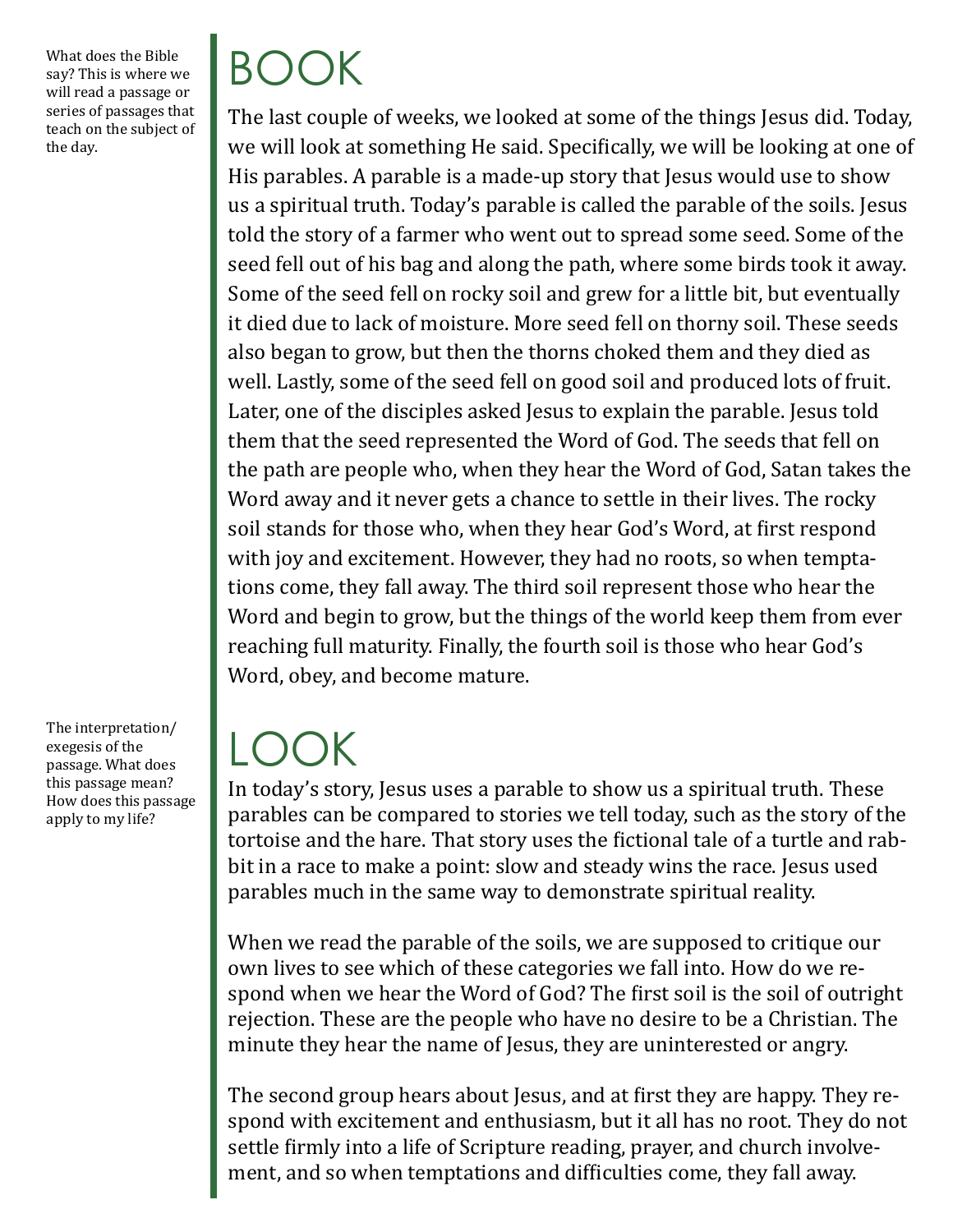What does the Bible say? This is where we will read a passage or series of passages that teach on the subject of the day.

# BOOK

The last couple of weeks, we looked at some of the things Jesus did. Today, we will look at something He said. Specifically, we will be looking at one of His parables. A parable is a made-up story that Jesus would use to show us a spiritual truth. Today's parable is called the parable of the soils. Jesus told the story of a farmer who went out to spread some seed. Some of the seed fell out of his bag and along the path, where some birds took it away. Some of the seed fell on rocky soil and grew for a little bit, but eventually it died due to lack of moisture. More seed fell on thorny soil. These seeds also began to grow, but then the thorns choked them and they died as well. Lastly, some of the seed fell on good soil and produced lots of fruit. Later, one of the disciples asked Jesus to explain the parable. Jesus told them that the seed represented the Word of God. The seeds that fell on the path are people who, when they hear the Word of God, Satan takes the Word away and it never gets a chance to settle in their lives. The rocky soil stands for those who, when they hear God's Word, at first respond with joy and excitement. However, they had no roots, so when temptations come, they fall away. The third soil represent those who hear the Word and begin to grow, but the things of the world keep them from ever reaching full maturity. Finally, the fourth soil is those who hear God's Word, obey, and become mature.

The interpretation/exegesis of the passage. What does this passage mean? How does this passage apply to my life?

# LOOK

In today's story, Jesus uses a parable to show us a spiritual truth. These parables can be compared to stories we tell today, such as the story of the tortoise and the hare. That story uses the fictional tale of a turtle and rabbit in a race to make a point: slow and steady wins the race. Jesus used parables much in the same way to demonstrate spiritual reality.

When we read the parable of the soils, we are supposed to critique our own lives to see which of these categories we fall into. How do we respond when we hear the Word of God? The first soil is the soil of outright rejection. These are the people who have no desire to be a Christian. The minute they hear the name of Jesus, they are uninterested or angry.

The second group hears about Jesus, and at first they are happy. They respond with excitement and enthusiasm, but it all has no root. They do not settle firmly into a life of Scripture reading, prayer, and church involvement, and so when temptations and difficulties come, they fall away.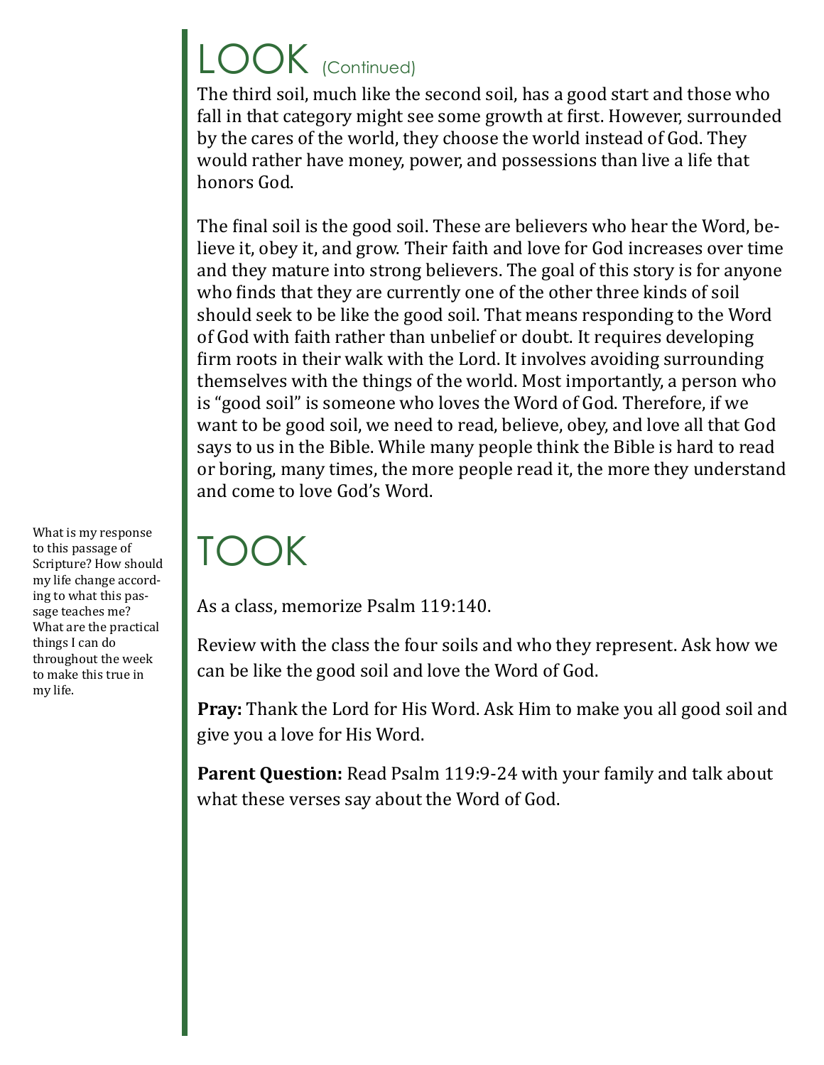# LOOK (Continued)

The third soil, much like the second soil, has a good start and those who fall in that category might see some growth at first. However, surrounded by the cares of the world, they choose the world instead of God. They would rather have money, power, and possessions than live a life that honors God.

The final soil is the good soil. These are believers who hear the Word, believe it, obey it, and grow. Their faith and love for God increases over time and they mature into strong believers. The goal of this story is for anyone who finds that they are currently one of the other three kinds of soil should seek to be like the good soil. That means responding to the Word of God with faith rather than unbelief or doubt. It requires developing firm roots in their walk with the Lord. It involves avoiding surrounding themselves with the things of the world. Most importantly, a person who is "good soil" is someone who loves the Word of God. Therefore, if we want to be good soil, we need to read, believe, obey, and love all that God says to us in the Bible. While many people think the Bible is hard to read or boring, many times, the more people read it, the more they understand and come to love God's Word.

# TOOK

What is my response to this passage of Scripture? How should my life change according to what this passage teaches me? What are the practical things I can do throughout the week to make this true in my life.

As a class, memorize Psalm 119:140.

Review with the class the four soils and who they represent. Ask how we can be like the good soil and love the Word of God.

**Pray:** Thank the Lord for His Word. Ask Him to make you all good soil and give you a love for His Word.

**Parent Question:** Read Psalm 119:9-24 with your family and talk about what these verses say about the Word of God.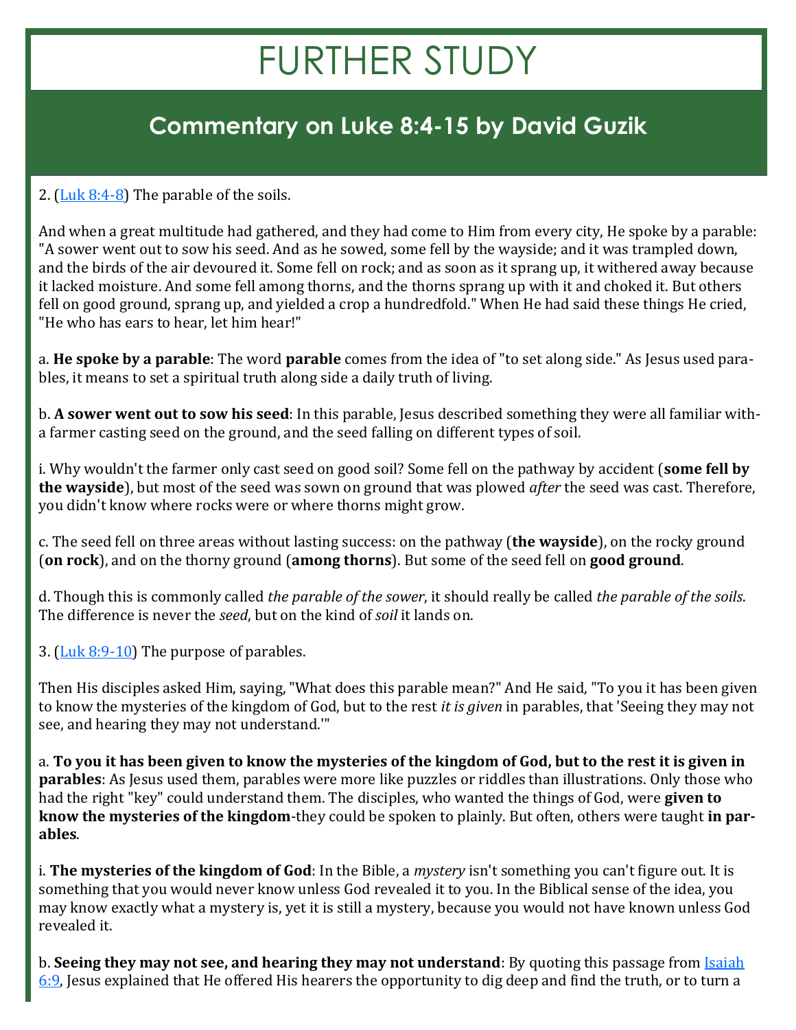# FURTHER STUDY

## Commentary on Luke 8:4-15 by David Guzik

2. ([Luk 8:4-8]) The parable of the soils.

And when a great multitude had gathered, and they had come to Him from every city, He spoke by a parable: "A sower went out to sow his seed. And as he sowed, some fell by the wayside; and it was trampled down, and the birds of the air devoured it. Some fell on rock; and as soon as it sprang up, it withered away because it lacked moisture. And some fell among thorns, and the thorns sprang up with it and choked it. But others fell on good ground, sprang up, and yielded a crop a hundredfold." When He had said these things He cried, "He who has ears to hear, let him hear!"

a. **He spoke by a parable**: The word **parable** comes from the idea of "to set along side." As Jesus used parables, it means to set a spiritual truth along side a daily truth of living.

b. **A sower went out to sow his seed**: In this parable, Jesus described something they were all familiar with-a farmer casting seed on the ground, and the seed falling on different types of soil.

i. Why wouldn't the farmer only cast seed on good soil? Some fell on the pathway by accident (**some fell by the wayside**), but most of the seed was sown on ground that was plowed *after* the seed was cast. Therefore, you didn't know where rocks were or where thorns might grow.

c. The seed fell on three areas without lasting success: on the pathway (**the wayside**), on the rocky ground (**on rock**), and on the thorny ground (**among thorns**). But some of the seed fell on **good ground**.

d. Though this is commonly called *the parable of the sower*, it should really be called *the parable of the soils*. The difference is never the *seed*, but on the kind of *soil* it lands on.

3. ([Luk 8:9-10]) The purpose of parables.

Then His disciples asked Him, saying, "What does this parable mean?" And He said, "To you it has been given to know the mysteries of the kingdom of God, but to the rest *it is given* in parables, that 'Seeing they may not see, and hearing they may not understand.'"

a. **To you it has been given to know the mysteries of the kingdom of God, but to the rest it is given in parables**: As Jesus used them, parables were more like puzzles or riddles than illustrations. Only those who had the right "key" could understand them. The disciples, who wanted the things of God, were **given to know the mysteries of the kingdom**-they could be spoken to plainly. But often, others were taught **in parables**.

i. **The mysteries of the kingdom of God**: In the Bible, a *mystery* isn't something you can't figure out. It is something that you would never know unless God revealed it to you. In the Biblical sense of the idea, you may know exactly what a mystery is, yet it is still a mystery, because you would not have known unless God revealed it.

b. **Seeing they may not see, and hearing they may not understand**: By quoting this passage from [Isaiah 6:9], Jesus explained that He offered His hearers the opportunity to dig deep and find the truth, or to turn a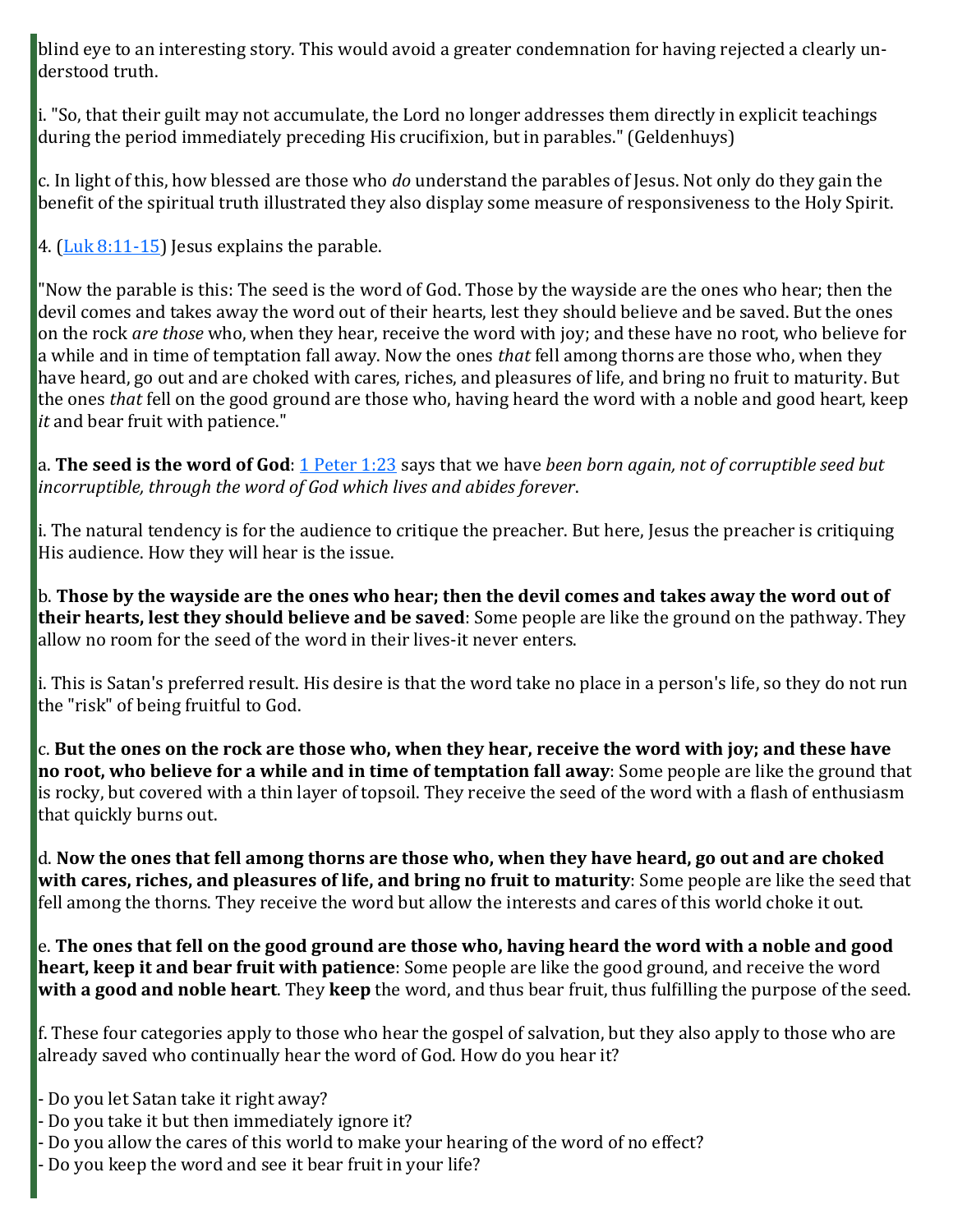blind eye to an interesting story. This would avoid a greater condemnation for having rejected a clearly understood truth.

i. "So, that their guilt may not accumulate, the Lord no longer addresses them directly in explicit teachings during the period immediately preceding His crucifixion, but in parables." (Geldenhuys)

c. In light of this, how blessed are those who *do* understand the parables of Jesus. Not only do they gain the benefit of the spiritual truth illustrated they also display some measure of responsiveness to the Holy Spirit.

4. (Luk 8:11-15) Jesus explains the parable.

"Now the parable is this: The seed is the word of God. Those by the wayside are the ones who hear; then the devil comes and takes away the word out of their hearts, lest they should believe and be saved. But the ones on the rock *are those* who, when they hear, receive the word with joy; and these have no root, who believe for a while and in time of temptation fall away. Now the ones *that* fell among thorns are those who, when they have heard, go out and are choked with cares, riches, and pleasures of life, and bring no fruit to maturity. But the ones *that* fell on the good ground are those who, having heard the word with a noble and good heart, keep *it* and bear fruit with patience."

a. **The seed is the word of God**: 1 Peter 1:23 says that we have *been born again, not of corruptible seed but incorruptible, through the word of God which lives and abides forever*.

i. The natural tendency is for the audience to critique the preacher. But here, Jesus the preacher is critiquing His audience. How they will hear is the issue.

b. **Those by the wayside are the ones who hear; then the devil comes and takes away the word out of their hearts, lest they should believe and be saved**: Some people are like the ground on the pathway. They allow no room for the seed of the word in their lives-it never enters.

i. This is Satan's preferred result. His desire is that the word take no place in a person's life, so they do not run the "risk" of being fruitful to God.

c. **But the ones on the rock are those who, when they hear, receive the word with joy; and these have no root, who believe for a while and in time of temptation fall away**: Some people are like the ground that is rocky, but covered with a thin layer of topsoil. They receive the seed of the word with a flash of enthusiasm that quickly burns out.

d. **Now the ones that fell among thorns are those who, when they have heard, go out and are choked with cares, riches, and pleasures of life, and bring no fruit to maturity**: Some people are like the seed that fell among the thorns. They receive the word but allow the interests and cares of this world choke it out.

e. **The ones that fell on the good ground are those who, having heard the word with a noble and good heart, keep it and bear fruit with patience**: Some people are like the good ground, and receive the word **with a good and noble heart**. They **keep** the word, and thus bear fruit, thus fulfilling the purpose of the seed.

f. These four categories apply to those who hear the gospel of salvation, but they also apply to those who are already saved who continually hear the word of God. How do you hear it?

- Do you let Satan take it right away?
- Do you take it but then immediately ignore it?
- Do you allow the cares of this world to make your hearing of the word of no effect?
- Do you keep the word and see it bear fruit in your life?